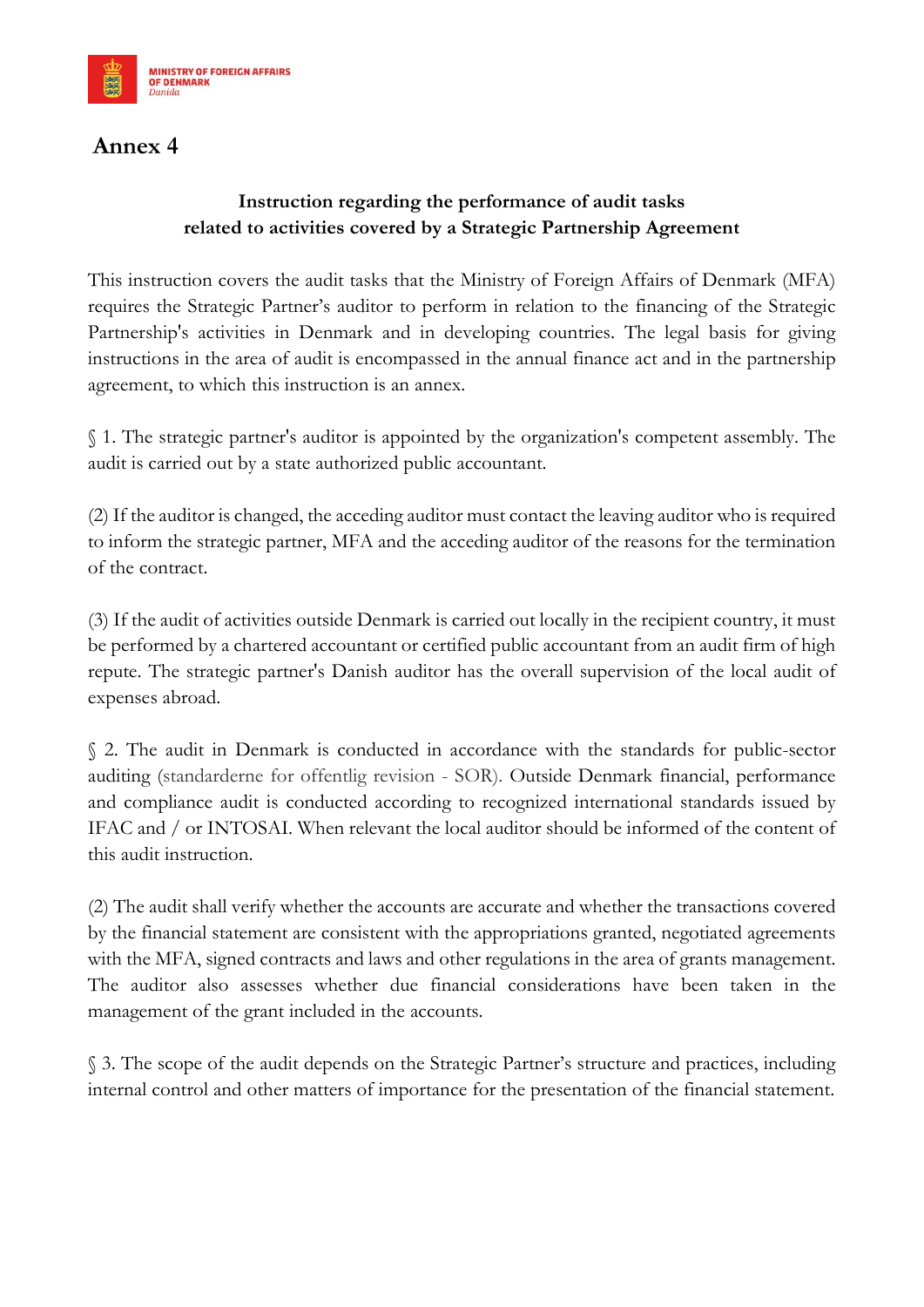MINISTRY OF FOREIGN AFFAIRS OF DENMARK
*Danida*

# Annex 4

## Instruction regarding the performance of audit tasks related to activities covered by a Strategic Partnership Agreement

This instruction covers the audit tasks that the Ministry of Foreign Affairs of Denmark (MFA) requires the Strategic Partner's auditor to perform in relation to the financing of the Strategic Partnership's activities in Denmark and in developing countries. The legal basis for giving instructions in the area of audit is encompassed in the annual finance act and in the partnership agreement, to which this instruction is an annex.

§ 1. The strategic partner's auditor is appointed by the organization's competent assembly. The audit is carried out by a state authorized public accountant.

(2) If the auditor is changed, the acceding auditor must contact the leaving auditor who is required to inform the strategic partner, MFA and the acceding auditor of the reasons for the termination of the contract.

(3) If the audit of activities outside Denmark is carried out locally in the recipient country, it must be performed by a chartered accountant or certified public accountant from an audit firm of high repute. The strategic partner's Danish auditor has the overall supervision of the local audit of expenses abroad.

§ 2. The audit in Denmark is conducted in accordance with the standards for public-sector auditing (standarderne for offentlig revision - SOR). Outside Denmark financial, performance and compliance audit is conducted according to recognized international standards issued by IFAC and / or INTOSAI. When relevant the local auditor should be informed of the content of this audit instruction.

(2) The audit shall verify whether the accounts are accurate and whether the transactions covered by the financial statement are consistent with the appropriations granted, negotiated agreements with the MFA, signed contracts and laws and other regulations in the area of grants management. The auditor also assesses whether due financial considerations have been taken in the management of the grant included in the accounts.

§ 3. The scope of the audit depends on the Strategic Partner's structure and practices, including internal control and other matters of importance for the presentation of the financial statement.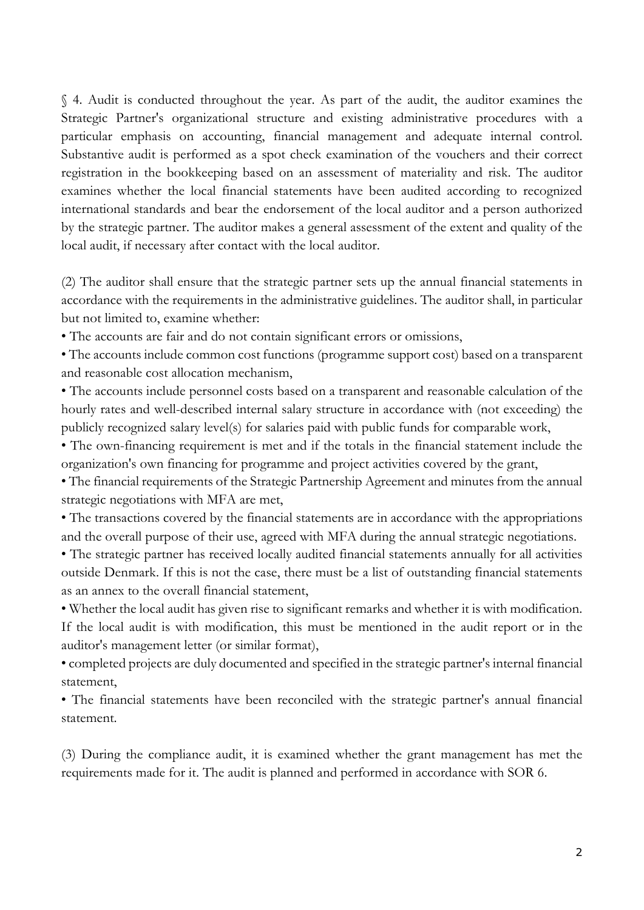§ 4. Audit is conducted throughout the year. As part of the audit, the auditor examines the Strategic Partner's organizational structure and existing administrative procedures with a particular emphasis on accounting, financial management and adequate internal control. Substantive audit is performed as a spot check examination of the vouchers and their correct registration in the bookkeeping based on an assessment of materiality and risk. The auditor examines whether the local financial statements have been audited according to recognized international standards and bear the endorsement of the local auditor and a person authorized by the strategic partner. The auditor makes a general assessment of the extent and quality of the local audit, if necessary after contact with the local auditor.

(2) The auditor shall ensure that the strategic partner sets up the annual financial statements in accordance with the requirements in the administrative guidelines. The auditor shall, in particular but not limited to, examine whether:

- The accounts are fair and do not contain significant errors or omissions,
- The accounts include common cost functions (programme support cost) based on a transparent and reasonable cost allocation mechanism,
- The accounts include personnel costs based on a transparent and reasonable calculation of the hourly rates and well-described internal salary structure in accordance with (not exceeding) the publicly recognized salary level(s) for salaries paid with public funds for comparable work,
- The own-financing requirement is met and if the totals in the financial statement include the organization's own financing for programme and project activities covered by the grant,
- The financial requirements of the Strategic Partnership Agreement and minutes from the annual strategic negotiations with MFA are met,
- The transactions covered by the financial statements are in accordance with the appropriations and the overall purpose of their use, agreed with MFA during the annual strategic negotiations.
- The strategic partner has received locally audited financial statements annually for all activities outside Denmark. If this is not the case, there must be a list of outstanding financial statements as an annex to the overall financial statement,
- Whether the local audit has given rise to significant remarks and whether it is with modification. If the local audit is with modification, this must be mentioned in the audit report or in the auditor's management letter (or similar format),
- completed projects are duly documented and specified in the strategic partner's internal financial statement,
- The financial statements have been reconciled with the strategic partner's annual financial statement.

(3) During the compliance audit, it is examined whether the grant management has met the requirements made for it. The audit is planned and performed in accordance with SOR 6.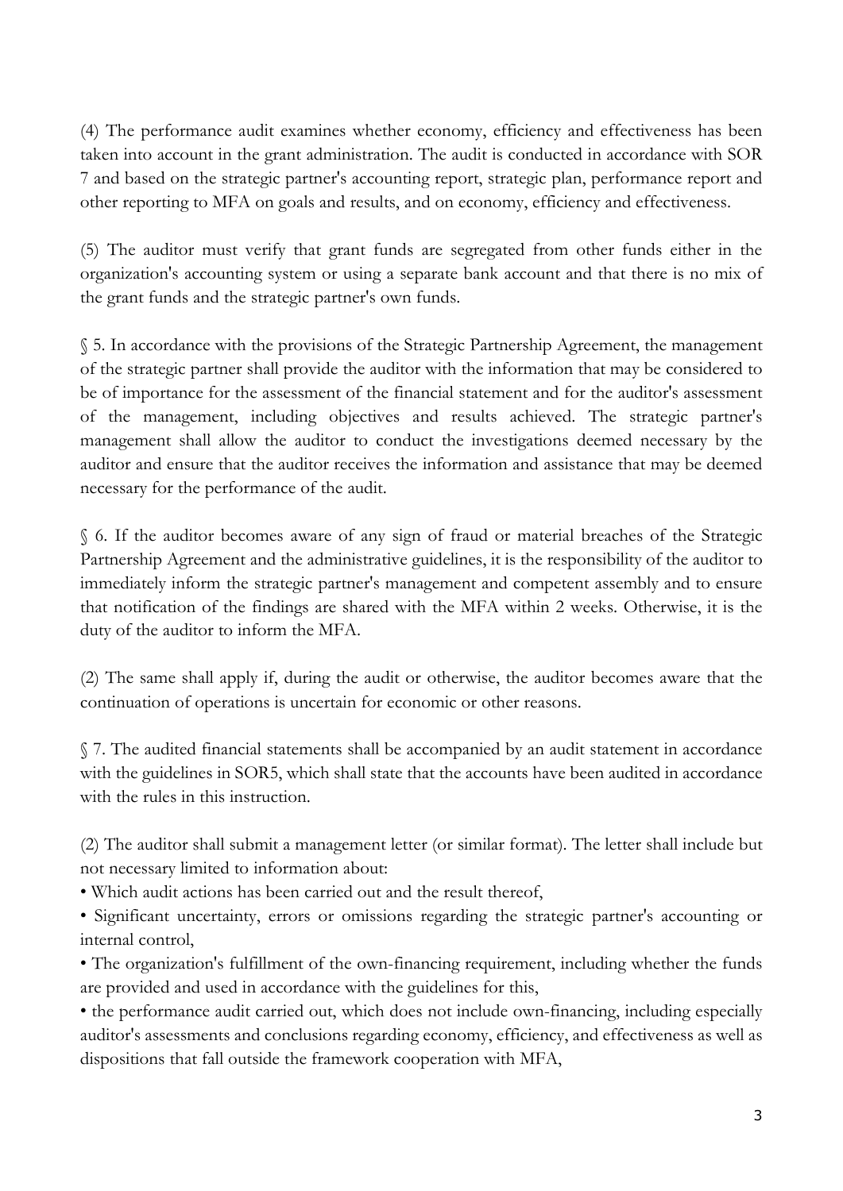(4) The performance audit examines whether economy, efficiency and effectiveness has been taken into account in the grant administration. The audit is conducted in accordance with SOR 7 and based on the strategic partner's accounting report, strategic plan, performance report and other reporting to MFA on goals and results, and on economy, efficiency and effectiveness.

(5) The auditor must verify that grant funds are segregated from other funds either in the organization's accounting system or using a separate bank account and that there is no mix of the grant funds and the strategic partner's own funds.

§ 5. In accordance with the provisions of the Strategic Partnership Agreement, the management of the strategic partner shall provide the auditor with the information that may be considered to be of importance for the assessment of the financial statement and for the auditor's assessment of the management, including objectives and results achieved. The strategic partner's management shall allow the auditor to conduct the investigations deemed necessary by the auditor and ensure that the auditor receives the information and assistance that may be deemed necessary for the performance of the audit.

§ 6. If the auditor becomes aware of any sign of fraud or material breaches of the Strategic Partnership Agreement and the administrative guidelines, it is the responsibility of the auditor to immediately inform the strategic partner's management and competent assembly and to ensure that notification of the findings are shared with the MFA within 2 weeks. Otherwise, it is the duty of the auditor to inform the MFA.

(2) The same shall apply if, during the audit or otherwise, the auditor becomes aware that the continuation of operations is uncertain for economic or other reasons.

§ 7. The audited financial statements shall be accompanied by an audit statement in accordance with the guidelines in SOR5, which shall state that the accounts have been audited in accordance with the rules in this instruction.

(2) The auditor shall submit a management letter (or similar format). The letter shall include but not necessary limited to information about:

- Which audit actions has been carried out and the result thereof,
- Significant uncertainty, errors or omissions regarding the strategic partner's accounting or internal control,
- The organization's fulfillment of the own-financing requirement, including whether the funds are provided and used in accordance with the guidelines for this,
- the performance audit carried out, which does not include own-financing, including especially auditor's assessments and conclusions regarding economy, efficiency, and effectiveness as well as dispositions that fall outside the framework cooperation with MFA,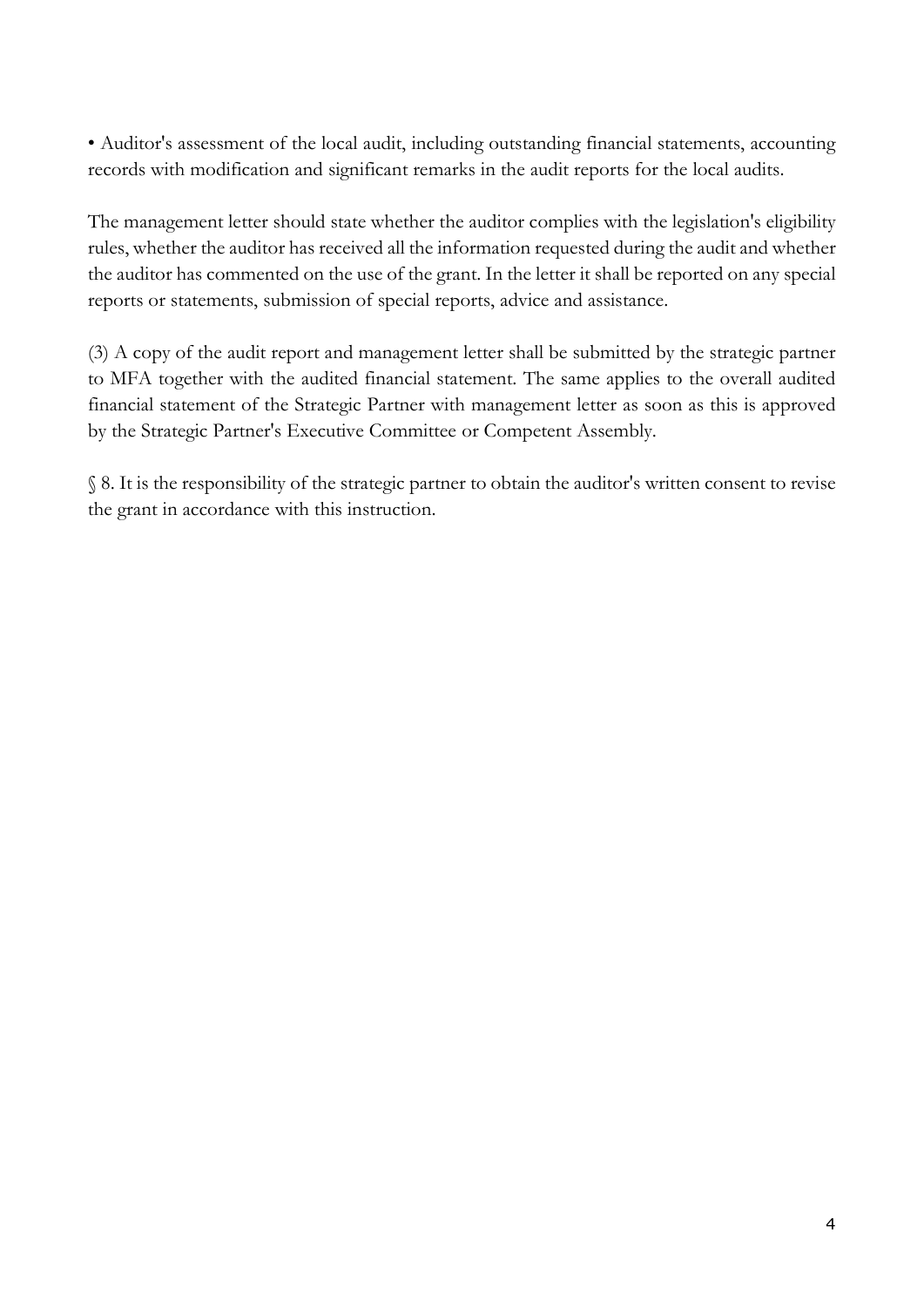• Auditor's assessment of the local audit, including outstanding financial statements, accounting records with modification and significant remarks in the audit reports for the local audits.

The management letter should state whether the auditor complies with the legislation's eligibility rules, whether the auditor has received all the information requested during the audit and whether the auditor has commented on the use of the grant. In the letter it shall be reported on any special reports or statements, submission of special reports, advice and assistance.

(3) A copy of the audit report and management letter shall be submitted by the strategic partner to MFA together with the audited financial statement. The same applies to the overall audited financial statement of the Strategic Partner with management letter as soon as this is approved by the Strategic Partner's Executive Committee or Competent Assembly.

§ 8. It is the responsibility of the strategic partner to obtain the auditor's written consent to revise the grant in accordance with this instruction.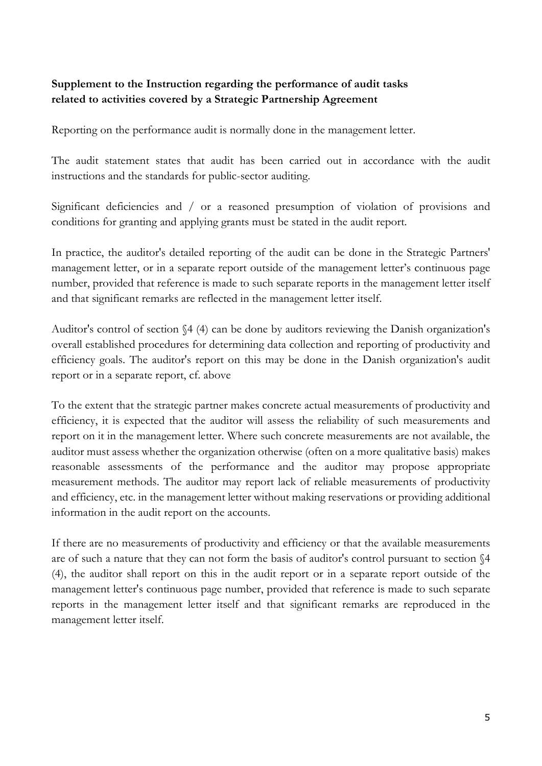**Supplement to the Instruction regarding the performance of audit tasks related to activities covered by a Strategic Partnership Agreement**

Reporting on the performance audit is normally done in the management letter.

The audit statement states that audit has been carried out in accordance with the audit instructions and the standards for public-sector auditing.

Significant deficiencies and / or a reasoned presumption of violation of provisions and conditions for granting and applying grants must be stated in the audit report.

In practice, the auditor's detailed reporting of the audit can be done in the Strategic Partners' management letter, or in a separate report outside of the management letter's continuous page number, provided that reference is made to such separate reports in the management letter itself and that significant remarks are reflected in the management letter itself.

Auditor's control of section §4 (4) can be done by auditors reviewing the Danish organization's overall established procedures for determining data collection and reporting of productivity and efficiency goals. The auditor's report on this may be done in the Danish organization's audit report or in a separate report, cf. above

To the extent that the strategic partner makes concrete actual measurements of productivity and efficiency, it is expected that the auditor will assess the reliability of such measurements and report on it in the management letter. Where such concrete measurements are not available, the auditor must assess whether the organization otherwise (often on a more qualitative basis) makes reasonable assessments of the performance and the auditor may propose appropriate measurement methods. The auditor may report lack of reliable measurements of productivity and efficiency, etc. in the management letter without making reservations or providing additional information in the audit report on the accounts.

If there are no measurements of productivity and efficiency or that the available measurements are of such a nature that they can not form the basis of auditor's control pursuant to section §4 (4), the auditor shall report on this in the audit report or in a separate report outside of the management letter's continuous page number, provided that reference is made to such separate reports in the management letter itself and that significant remarks are reproduced in the management letter itself.